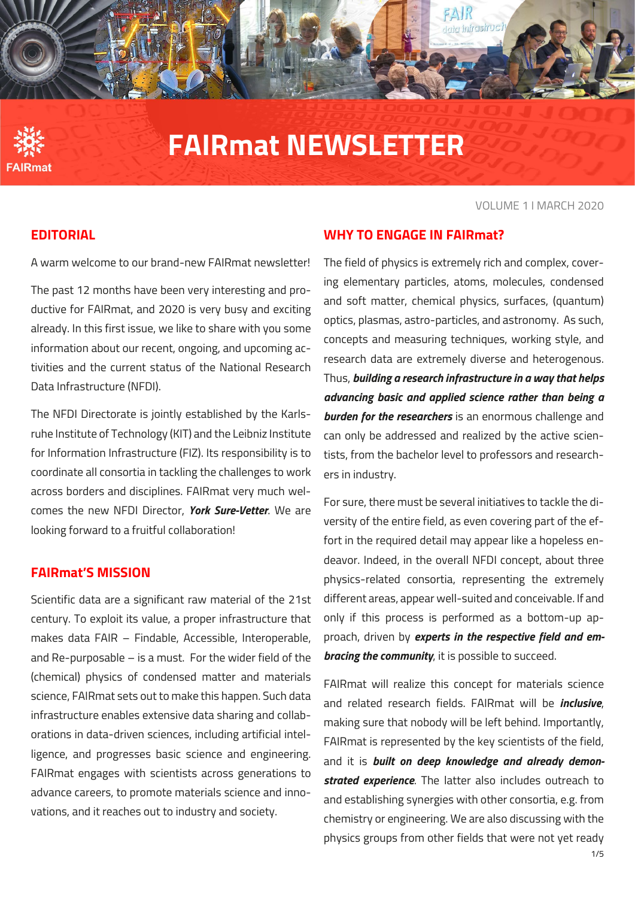# FAIRmat NEWSLETTER

VOLUME 1 I MARCH 2020

## EDITORIAL

A warm welcome to our brand-new FAIRmat newsletter!

The past 12 months have been very interesting and productive for FAIRmat, and 2020 is very busy and exciting already. In this first issue, we like to share with you some information about our recent, ongoing, and upcoming activities and the current status of the National Research Data Infrastructure (NFDI).

The NFDI Directorate is jointly established by the Karlsruhe Institute of Technology (KIT) and the Leibniz Institute for Information Infrastructure (FIZ). Its responsibility is to coordinate all consortia in tackling the challenges to work across borders and disciplines. FAIRmat very much welcomes the new NFDI Director, ***York Sure-Vetter***. We are looking forward to a fruitful collaboration!

## FAIRmat'S MISSION

Scientific data are a significant raw material of the 21st century. To exploit its value, a proper infrastructure that makes data FAIR – Findable, Accessible, Interoperable, and Re-purposable – is a must. For the wider field of the (chemical) physics of condensed matter and materials science, FAIRmat sets out to make this happen. Such data infrastructure enables extensive data sharing and collaborations in data-driven sciences, including artificial intelligence, and progresses basic science and engineering. FAIRmat engages with scientists across generations to advance careers, to promote materials science and innovations, and it reaches out to industry and society.

## WHY TO ENGAGE IN FAIRmat?

The field of physics is extremely rich and complex, covering elementary particles, atoms, molecules, condensed and soft matter, chemical physics, surfaces, (quantum) optics, plasmas, astro-particles, and astronomy. As such, concepts and measuring techniques, working style, and research data are extremely diverse and heterogenous. Thus, ***building a research infrastructure in a way that helps advancing basic and applied science rather than being a burden for the researchers*** is an enormous challenge and can only be addressed and realized by the active scientists, from the bachelor level to professors and researchers in industry.

For sure, there must be several initiatives to tackle the diversity of the entire field, as even covering part of the effort in the required detail may appear like a hopeless endeavor. Indeed, in the overall NFDI concept, about three physics-related consortia, representing the extremely different areas, appear well-suited and conceivable. If and only if this process is performed as a bottom-up approach, driven by ***experts in the respective field and embracing the community***, it is possible to succeed.

FAIRmat will realize this concept for materials science and related research fields. FAIRmat will be ***inclusive***, making sure that nobody will be left behind. Importantly, FAIRmat is represented by the key scientists of the field, and it is ***built on deep knowledge and already demonstrated experience***. The latter also includes outreach to and establishing synergies with other consortia, e.g. from chemistry or engineering. We are also discussing with the physics groups from other fields that were not yet ready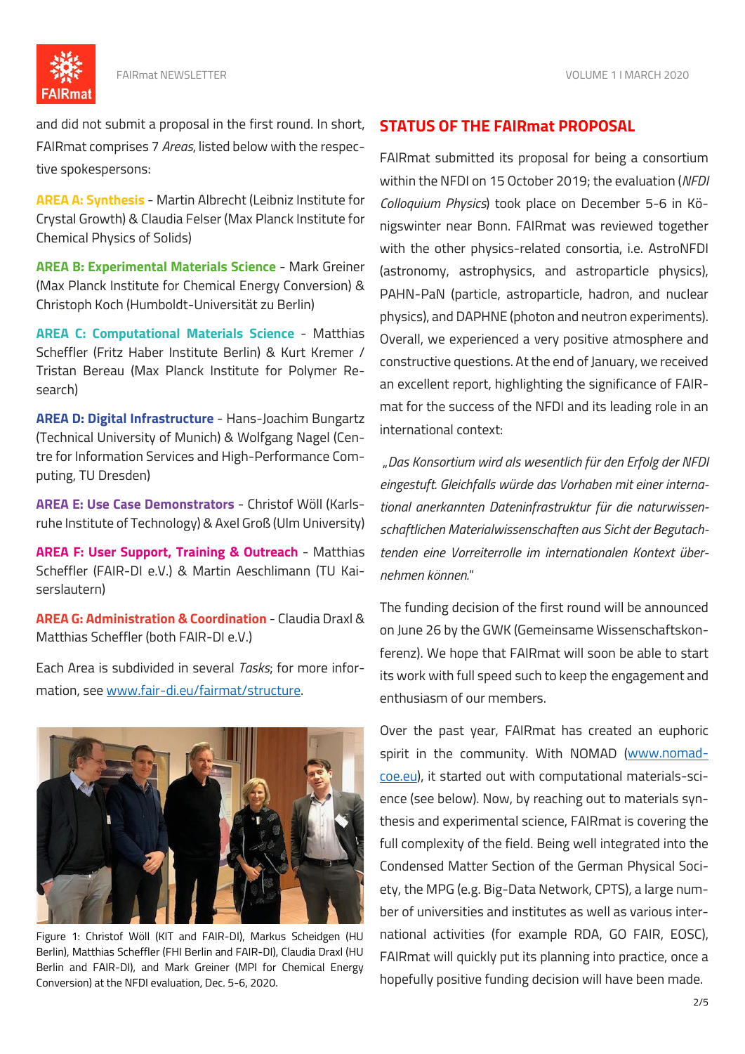and did not submit a proposal in the first round. In short, FAIRmat comprises 7 *Areas*, listed below with the respective spokespersons:

**AREA A: Synthesis** - Martin Albrecht (Leibniz Institute for Crystal Growth) & Claudia Felser (Max Planck Institute for Chemical Physics of Solids)

**AREA B: Experimental Materials Science** - Mark Greiner (Max Planck Institute for Chemical Energy Conversion) & Christoph Koch (Humboldt-Universität zu Berlin)

**AREA C: Computational Materials Science** - Matthias Scheffler (Fritz Haber Institute Berlin) & Kurt Kremer / Tristan Bereau (Max Planck Institute for Polymer Research)

**AREA D: Digital Infrastructure** - Hans-Joachim Bungartz (Technical University of Munich) & Wolfgang Nagel (Centre for Information Services and High-Performance Computing, TU Dresden)

**AREA E: Use Case Demonstrators** - Christof Wöll (Karlsruhe Institute of Technology) & Axel Groß (Ulm University)

**AREA F: User Support, Training & Outreach** - Matthias Scheffler (FAIR-DI e.V.) & Martin Aeschlimann (TU Kaiserslautern)

**AREA G: Administration & Coordination** - Claudia Draxl & Matthias Scheffler (both FAIR-DI e.V.)

Each Area is subdivided in several *Tasks*; for more information, see [www.fair-di.eu/fairmat/structure](www.fair-di.eu/fairmat/structure).

Figure 1: Christof Wöll (KIT and FAIR-DI), Markus Scheidgen (HU Berlin), Matthias Scheffler (FHI Berlin and FAIR-DI), Claudia Draxl (HU Berlin and FAIR-DI), and Mark Greiner (MPI for Chemical Energy Conversion) at the NFDI evaluation, Dec. 5-6, 2020.

## STATUS OF THE FAIRmat PROPOSAL

FAIRmat submitted its proposal for being a consortium within the NFDI on 15 October 2019; the evaluation (*NFDI Colloquium Physics*) took place on December 5-6 in Königswinter near Bonn. FAIRmat was reviewed together with the other physics-related consortia, i.e. AstroNFDI (astronomy, astrophysics, and astroparticle physics), PAHN-PaN (particle, astroparticle, hadron, and nuclear physics), and DAPHNE (photon and neutron experiments). Overall, we experienced a very positive atmosphere and constructive questions. At the end of January, we received an excellent report, highlighting the significance of FAIRmat for the success of the NFDI and its leading role in an international context:

„*Das Konsortium wird als wesentlich für den Erfolg der NFDI eingestuft. Gleichfalls würde das Vorhaben mit einer international anerkannten Dateninfrastruktur für die naturwissenschaftlichen Materialwissenschaften aus Sicht der Begutachtenden eine Vorreiterrolle im internationalen Kontext übernehmen können.*"

The funding decision of the first round will be announced on June 26 by the GWK (Gemeinsame Wissenschaftskonferenz). We hope that FAIRmat will soon be able to start its work with full speed such to keep the engagement and enthusiasm of our members.

Over the past year, FAIRmat has created an euphoric spirit in the community. With NOMAD ([www.nomad-coe.eu](www.nomad-coe.eu)), it started out with computational materials-science (see below). Now, by reaching out to materials synthesis and experimental science, FAIRmat is covering the full complexity of the field. Being well integrated into the Condensed Matter Section of the German Physical Society, the MPG (e.g. Big-Data Network, CPTS), a large number of universities and institutes as well as various international activities (for example RDA, GO FAIR, EOSC), FAIRmat will quickly put its planning into practice, once a hopefully positive funding decision will have been made.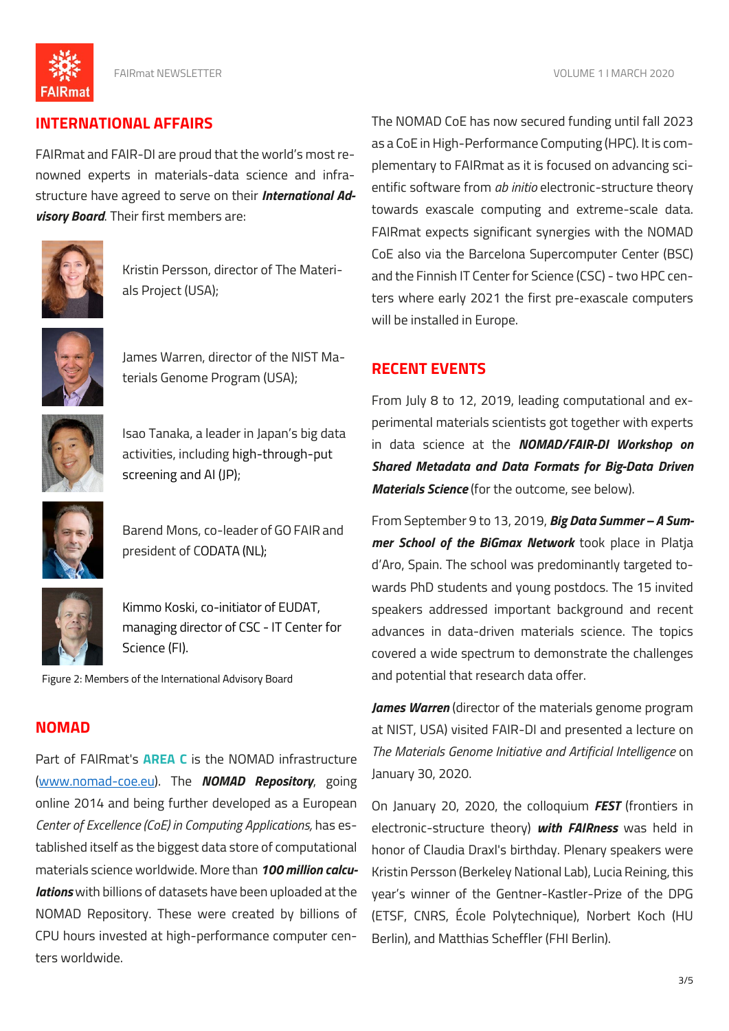## INTERNATIONAL AFFAIRS

FAIRmat and FAIR-DI are proud that the world's most renowned experts in materials-data science and infrastructure have agreed to serve on their ***International Advisory Board***. Their first members are:

Kristin Persson, director of The Materials Project (USA);

James Warren, director of the NIST Materials Genome Program (USA);

Isao Tanaka, a leader in Japan's big data activities, including high-through-put screening and AI (JP);

Barend Mons, co-leader of GO FAIR and president of CODATA (NL);

Kimmo Koski, co-initiator of EUDAT, managing director of CSC - IT Center for Science (FI).

Figure 2: Members of the International Advisory Board

## NOMAD

Part of FAIRmat's **AREA C** is the NOMAD infrastructure (www.nomad-coe.eu). The ***NOMAD Repository***, going online 2014 and being further developed as a European *Center of Excellence (CoE) in Computing Applications,* has established itself as the biggest data store of computational materials science worldwide. More than ***100 million calculations*** with billions of datasets have been uploaded at the NOMAD Repository. These were created by billions of CPU hours invested at high-performance computer centers worldwide.

The NOMAD CoE has now secured funding until fall 2023 as a CoE in High-Performance Computing (HPC). It is complementary to FAIRmat as it is focused on advancing scientific software from *ab initio* electronic-structure theory towards exascale computing and extreme-scale data. FAIRmat expects significant synergies with the NOMAD CoE also via the Barcelona Supercomputer Center (BSC) and the Finnish IT Center for Science (CSC) - two HPC centers where early 2021 the first pre-exascale computers will be installed in Europe.

## RECENT EVENTS

From July 8 to 12, 2019, leading computational and experimental materials scientists got together with experts in data science at the ***NOMAD/FAIR-DI Workshop on Shared Metadata and Data Formats for Big-Data Driven Materials Science*** (for the outcome, see below).

From September 9 to 13, 2019, ***Big Data Summer – A Summer School of the BiGmax Network*** took place in Platja d'Aro, Spain. The school was predominantly targeted towards PhD students and young postdocs. The 15 invited speakers addressed important background and recent advances in data-driven materials science. The topics covered a wide spectrum to demonstrate the challenges and potential that research data offer.

***James Warren*** (director of the materials genome program at NIST, USA) visited FAIR-DI and presented a lecture on *The Materials Genome Initiative and Artificial Intelligence* on January 30, 2020.

On January 20, 2020, the colloquium ***FEST*** (frontiers in electronic-structure theory) ***with FAIRness*** was held in honor of Claudia Draxl's birthday. Plenary speakers were Kristin Persson (Berkeley National Lab), Lucia Reining, this year's winner of the Gentner-Kastler-Prize of the DPG (ETSF, CNRS, École Polytechnique), Norbert Koch (HU Berlin), and Matthias Scheffler (FHI Berlin).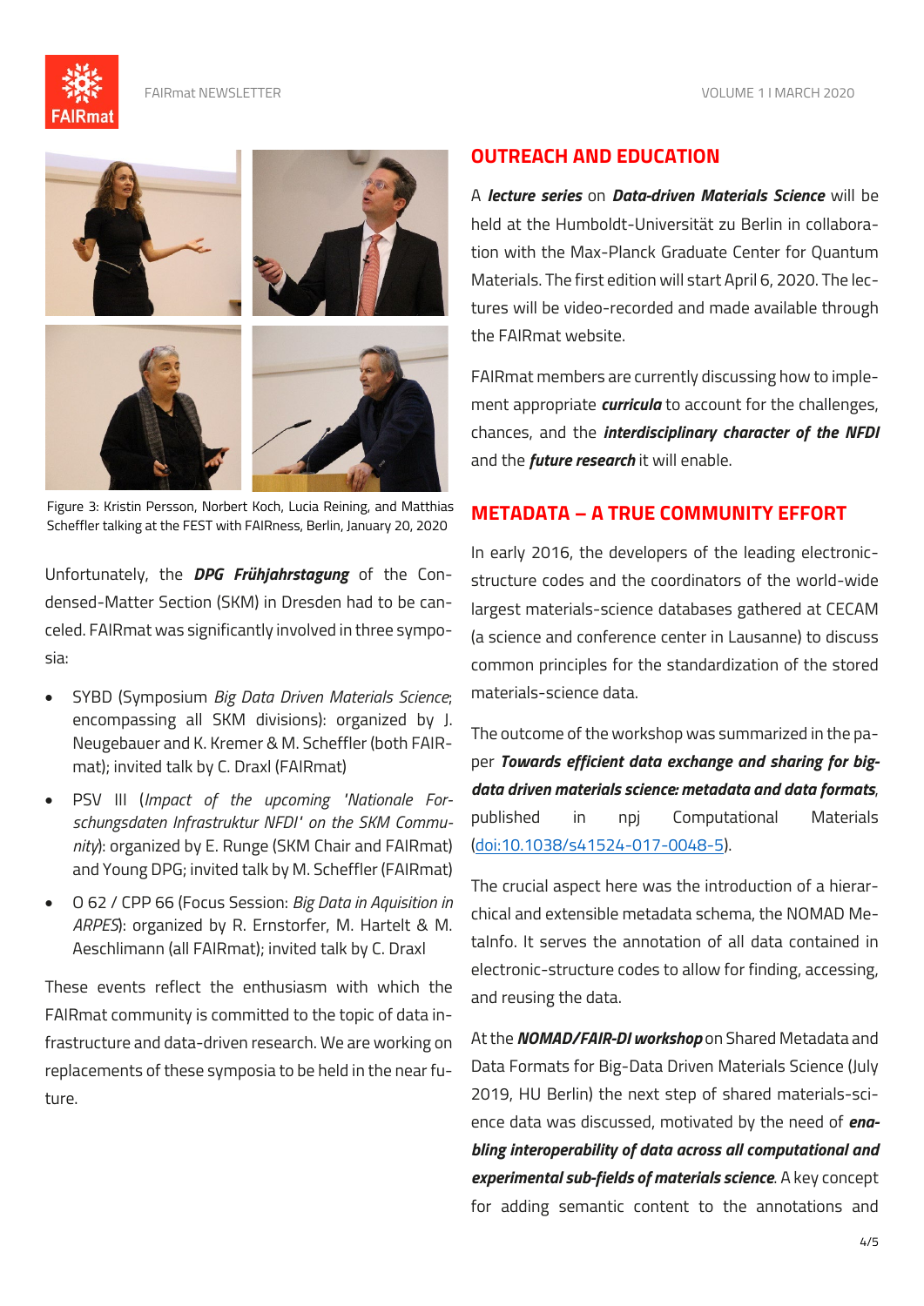Figure 3: Kristin Persson, Norbert Koch, Lucia Reining, and Matthias Scheffler talking at the FEST with FAIRness, Berlin, January 20, 2020

Unfortunately, the ***DPG Frühjahrstagung*** of the Condensed-Matter Section (SKM) in Dresden had to be canceled. FAIRmat was significantly involved in three symposia:

- SYBD (Symposium *Big Data Driven Materials Science*; encompassing all SKM divisions): organized by J. Neugebauer and K. Kremer & M. Scheffler (both FAIRmat); invited talk by C. Draxl (FAIRmat)
- PSV III (*Impact of the upcoming 'Nationale Forschungsdaten Infrastruktur NFDI' on the SKM Community*): organized by E. Runge (SKM Chair and FAIRmat) and Young DPG; invited talk by M. Scheffler (FAIRmat)
- O 62 / CPP 66 (Focus Session: *Big Data in Aquisition in ARPES*): organized by R. Ernstorfer, M. Hartelt & M. Aeschlimann (all FAIRmat); invited talk by C. Draxl

These events reflect the enthusiasm with which the FAIRmat community is committed to the topic of data infrastructure and data-driven research. We are working on replacements of these symposia to be held in the near future.

## OUTREACH AND EDUCATION

A ***lecture series*** on ***Data-driven Materials Science*** will be held at the Humboldt-Universität zu Berlin in collaboration with the Max-Planck Graduate Center for Quantum Materials. The first edition will start April 6, 2020. The lectures will be video-recorded and made available through the FAIRmat website.

FAIRmat members are currently discussing how to implement appropriate ***curricula*** to account for the challenges, chances, and the ***interdisciplinary character of the NFDI*** and the ***future research*** it will enable.

## METADATA – A TRUE COMMUNITY EFFORT

In early 2016, the developers of the leading electronic-structure codes and the coordinators of the world-wide largest materials-science databases gathered at CECAM (a science and conference center in Lausanne) to discuss common principles for the standardization of the stored materials-science data.

The outcome of the workshop was summarized in the paper ***Towards efficient data exchange and sharing for big-data driven materials science: metadata and data formats***, published in npj Computational Materials (doi:10.1038/s41524-017-0048-5).

The crucial aspect here was the introduction of a hierarchical and extensible metadata schema, the NOMAD MetaInfo. It serves the annotation of all data contained in electronic-structure codes to allow for finding, accessing, and reusing the data.

At the ***NOMAD/FAIR-DI workshop*** on Shared Metadata and Data Formats for Big-Data Driven Materials Science (July 2019, HU Berlin) the next step of shared materials-science data was discussed, motivated by the need of ***enabling interoperability of data across all computational and experimental sub-fields of materials science***. A key concept for adding semantic content to the annotations and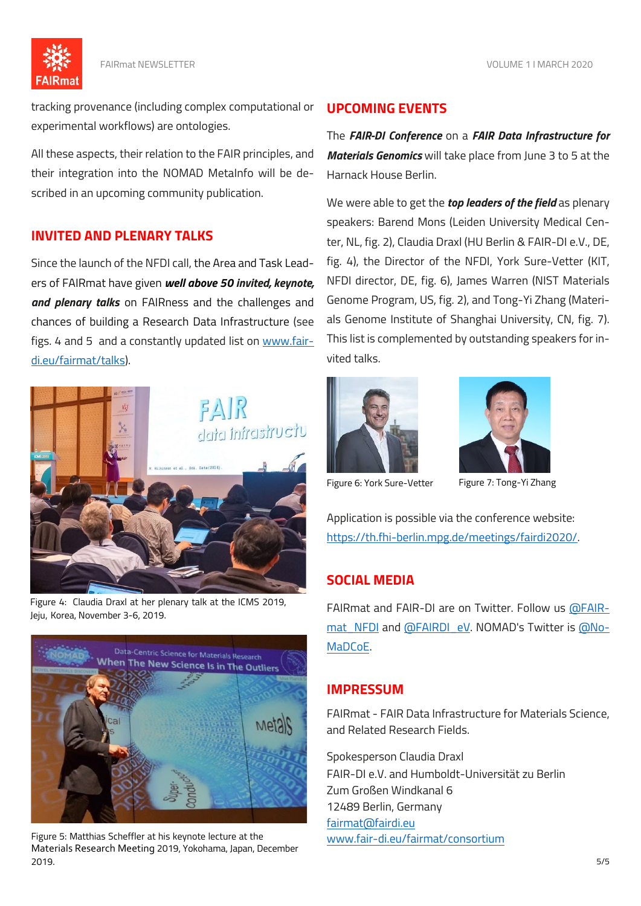tracking provenance (including complex computational or experimental workflows) are ontologies.

All these aspects, their relation to the FAIR principles, and their integration into the NOMAD MetaInfo will be described in an upcoming community publication.

## INVITED AND PLENARY TALKS

Since the launch of the NFDI call, the Area and Task Leaders of FAIRmat have given ***well above 50 invited, keynote, and plenary talks*** on FAIRness and the challenges and chances of building a Research Data Infrastructure (see figs. 4 and 5 and a constantly updated list on [www.fair-di.eu/fairmat/talks](www.fair-di.eu/fairmat/talks)).

Figure 4: Claudia Draxl at her plenary talk at the ICMS 2019, Jeju, Korea, November 3-6, 2019.

Figure 5: Matthias Scheffler at his keynote lecture at the Materials Research Meeting 2019, Yokohama, Japan, December 2019.

## UPCOMING EVENTS

The ***FAIR-DI Conference*** on a ***FAIR Data Infrastructure for Materials Genomics*** will take place from June 3 to 5 at the Harnack House Berlin.

We were able to get the ***top leaders of the field*** as plenary speakers: Barend Mons (Leiden University Medical Center, NL, fig. 2), Claudia Draxl (HU Berlin & FAIR-DI e.V., DE, fig. 4), the Director of the NFDI, York Sure-Vetter (KIT, NFDI director, DE, fig. 6), James Warren (NIST Materials Genome Program, US, fig. 2), and Tong-Yi Zhang (Materials Genome Institute of Shanghai University, CN, fig. 7). This list is complemented by outstanding speakers for invited talks.

Figure 6: York Sure-Vetter

Figure 7: Tong-Yi Zhang

Application is possible via the conference website: [https://th.fhi-berlin.mpg.de/meetings/fairdi2020/](https://th.fhi-berlin.mpg.de/meetings/fairdi2020/).

## SOCIAL MEDIA

FAIRmat and FAIR-DI are on Twitter. Follow us @FAIRmat_NFDI and @FAIRDI_eV. NOMAD's Twitter is @NoMaDCoE.

## IMPRESSUM

FAIRmat - FAIR Data Infrastructure for Materials Science, and Related Research Fields.

Spokesperson Claudia Draxl
FAIR-DI e.V. and Humboldt-Universität zu Berlin
Zum Großen Windkanal 6
12489 Berlin, Germany
fairmat@fairdi.eu
[www.fair-di.eu/fairmat/consortium](www.fair-di.eu/fairmat/consortium)